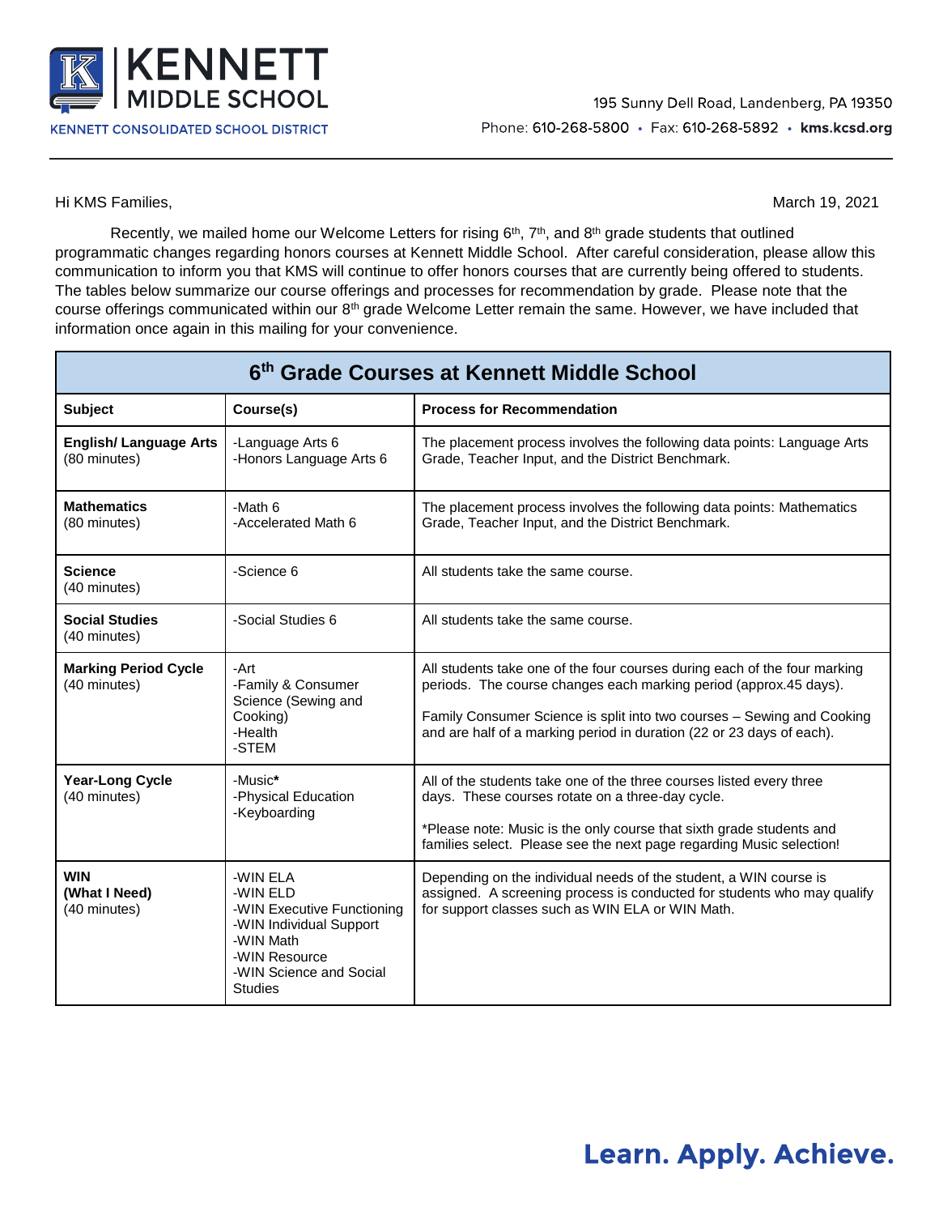# KENNETT MIDDLE SCHOOL

KENNETT CONSOLIDATED SCHOOL DISTRICT

195 Sunny Dell Road, Landenberg, PA 19350
Phone: 610-268-5800 • Fax: 610-268-5892 • kms.kcsd.org

Hi KMS Families,

March 19, 2021

Recently, we mailed home our Welcome Letters for rising 6th, 7th, and 8th grade students that outlined programmatic changes regarding honors courses at Kennett Middle School. After careful consideration, please allow this communication to inform you that KMS will continue to offer honors courses that are currently being offered to students. The tables below summarize our course offerings and processes for recommendation by grade. Please note that the course offerings communicated within our 8th grade Welcome Letter remain the same. However, we have included that information once again in this mailing for your convenience.

## 6th Grade Courses at Kennett Middle School

| Subject | Course(s) | Process for Recommendation |
|---|---|---|
| **English/ Language Arts** (80 minutes) | -Language Arts 6<br>-Honors Language Arts 6 | The placement process involves the following data points: Language Arts Grade, Teacher Input, and the District Benchmark. |
| **Mathematics** (80 minutes) | -Math 6<br>-Accelerated Math 6 | The placement process involves the following data points: Mathematics Grade, Teacher Input, and the District Benchmark. |
| **Science** (40 minutes) | -Science 6 | All students take the same course. |
| **Social Studies** (40 minutes) | -Social Studies 6 | All students take the same course. |
| **Marking Period Cycle** (40 minutes) | -Art<br>-Family & Consumer Science (Sewing and Cooking)<br>-Health<br>-STEM | All students take one of the four courses during each of the four marking periods. The course changes each marking period (approx.45 days).<br><br>Family Consumer Science is split into two courses – Sewing and Cooking and are half of a marking period in duration (22 or 23 days of each). |
| **Year-Long Cycle** (40 minutes) | -Music*<br>-Physical Education<br>-Keyboarding | All of the students take one of the three courses listed every three days. These courses rotate on a three-day cycle.<br><br>*Please note: Music is the only course that sixth grade students and families select. Please see the next page regarding Music selection! |
| **WIN (What I Need)** (40 minutes) | -WIN ELA<br>-WIN ELD<br>-WIN Executive Functioning<br>-WIN Individual Support<br>-WIN Math<br>-WIN Resource<br>-WIN Science and Social Studies | Depending on the individual needs of the student, a WIN course is assigned. A screening process is conducted for students who may qualify for support classes such as WIN ELA or WIN Math. |

**Learn. Apply. Achieve.**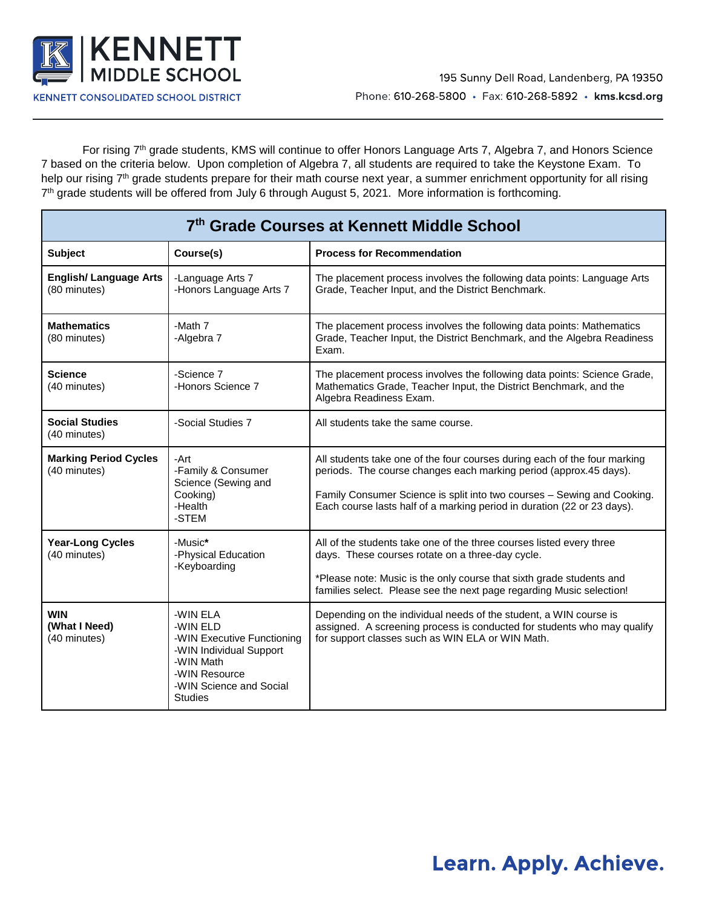KENNETT MIDDLE SCHOOL

KENNETT CONSOLIDATED SCHOOL DISTRICT

195 Sunny Dell Road, Landenberg, PA 19350

Phone: 610-268-5800 • Fax: 610-268-5892 • kms.kcsd.org

For rising 7th grade students, KMS will continue to offer Honors Language Arts 7, Algebra 7, and Honors Science 7 based on the criteria below. Upon completion of Algebra 7, all students are required to take the Keystone Exam. To help our rising 7th grade students prepare for their math course next year, a summer enrichment opportunity for all rising 7th grade students will be offered from July 6 through August 5, 2021. More information is forthcoming.

| 7th Grade Courses at Kennett Middle School | | |
|---|---|---|
| **Subject** | **Course(s)** | **Process for Recommendation** |
| **English/ Language Arts** (80 minutes) | -Language Arts 7<br>-Honors Language Arts 7 | The placement process involves the following data points: Language Arts Grade, Teacher Input, and the District Benchmark. |
| **Mathematics** (80 minutes) | -Math 7<br>-Algebra 7 | The placement process involves the following data points: Mathematics Grade, Teacher Input, the District Benchmark, and the Algebra Readiness Exam. |
| **Science** (40 minutes) | -Science 7<br>-Honors Science 7 | The placement process involves the following data points: Science Grade, Mathematics Grade, Teacher Input, the District Benchmark, and the Algebra Readiness Exam. |
| **Social Studies** (40 minutes) | -Social Studies 7 | All students take the same course. |
| **Marking Period Cycles** (40 minutes) | -Art<br>-Family & Consumer Science (Sewing and Cooking)<br>-Health<br>-STEM | All students take one of the four courses during each of the four marking periods. The course changes each marking period (approx.45 days).<br><br>Family Consumer Science is split into two courses – Sewing and Cooking. Each course lasts half of a marking period in duration (22 or 23 days). |
| **Year-Long Cycles** (40 minutes) | -Music**\***<br>-Physical Education<br>-Keyboarding | All of the students take one of the three courses listed every three days. These courses rotate on a three-day cycle.<br><br>*Please note: Music is the only course that sixth grade students and families select. Please see the next page regarding Music selection! |
| **WIN (What I Need)** (40 minutes) | -WIN ELA<br>-WIN ELD<br>-WIN Executive Functioning<br>-WIN Individual Support<br>-WIN Math<br>-WIN Resource<br>-WIN Science and Social Studies | Depending on the individual needs of the student, a WIN course is assigned. A screening process is conducted for students who may qualify for support classes such as WIN ELA or WIN Math. |

**Learn. Apply. Achieve.**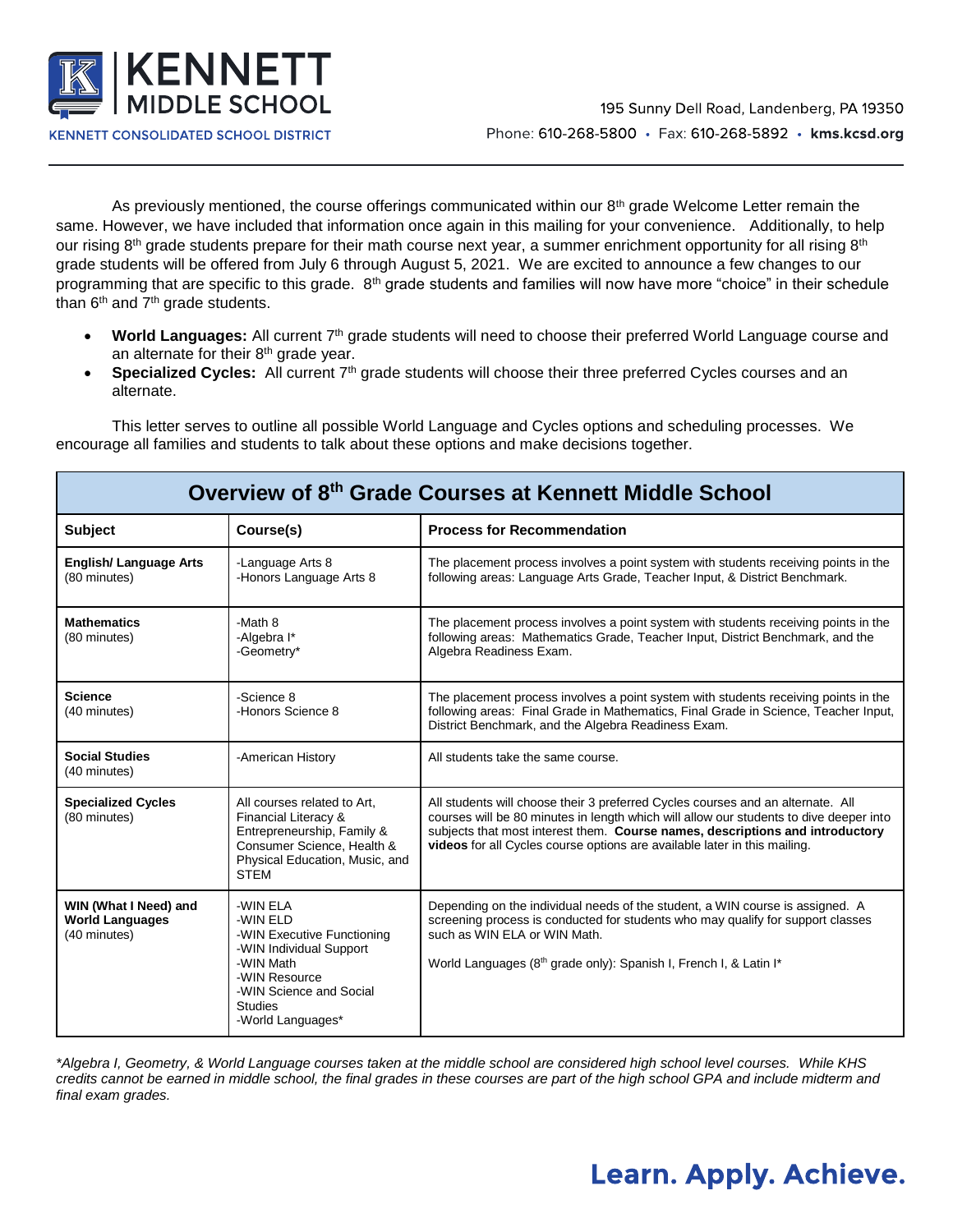# KENNETT MIDDLE SCHOOL

KENNETT CONSOLIDATED SCHOOL DISTRICT

195 Sunny Dell Road, Landenberg, PA 19350
Phone: 610-268-5800 • Fax: 610-268-5892 • **kms.kcsd.org**

As previously mentioned, the course offerings communicated within our 8th grade Welcome Letter remain the same. However, we have included that information once again in this mailing for your convenience. Additionally, to help our rising 8th grade students prepare for their math course next year, a summer enrichment opportunity for all rising 8th grade students will be offered from July 6 through August 5, 2021. We are excited to announce a few changes to our programming that are specific to this grade. 8th grade students and families will now have more "choice" in their schedule than 6th and 7th grade students.

- **World Languages:** All current 7th grade students will need to choose their preferred World Language course and an alternate for their 8th grade year.
- **Specialized Cycles:** All current 7th grade students will choose their three preferred Cycles courses and an alternate.

This letter serves to outline all possible World Language and Cycles options and scheduling processes. We encourage all families and students to talk about these options and make decisions together.

## Overview of 8th Grade Courses at Kennett Middle School

| Subject | Course(s) | Process for Recommendation |
|---|---|---|
| **English/ Language Arts** (80 minutes) | -Language Arts 8<br>-Honors Language Arts 8 | The placement process involves a point system with students receiving points in the following areas: Language Arts Grade, Teacher Input, & District Benchmark. |
| **Mathematics** (80 minutes) | -Math 8<br>-Algebra I*<br>-Geometry* | The placement process involves a point system with students receiving points in the following areas: Mathematics Grade, Teacher Input, District Benchmark, and the Algebra Readiness Exam. |
| **Science** (40 minutes) | -Science 8<br>-Honors Science 8 | The placement process involves a point system with students receiving points in the following areas: Final Grade in Mathematics, Final Grade in Science, Teacher Input, District Benchmark, and the Algebra Readiness Exam. |
| **Social Studies** (40 minutes) | -American History | All students take the same course. |
| **Specialized Cycles** (80 minutes) | All courses related to Art, Financial Literacy & Entrepreneurship, Family & Consumer Science, Health & Physical Education, Music, and STEM | All students will choose their 3 preferred Cycles courses and an alternate. All courses will be 80 minutes in length which will allow our students to dive deeper into subjects that most interest them. **Course names, descriptions and introductory videos** for all Cycles course options are available later in this mailing. |
| **WIN (What I Need) and World Languages** (40 minutes) | -WIN ELA<br>-WIN ELD<br>-WIN Executive Functioning<br>-WIN Individual Support<br>-WIN Math<br>-WIN Resource<br>-WIN Science and Social Studies<br>-World Languages* | Depending on the individual needs of the student, a WIN course is assigned. A screening process is conducted for students who may qualify for support classes such as WIN ELA or WIN Math.<br><br>World Languages (8th grade only): Spanish I, French I, & Latin I* |

*\*Algebra I, Geometry, & World Language courses taken at the middle school are considered high school level courses. While KHS credits cannot be earned in middle school, the final grades in these courses are part of the high school GPA and include midterm and final exam grades.*

**Learn. Apply. Achieve.**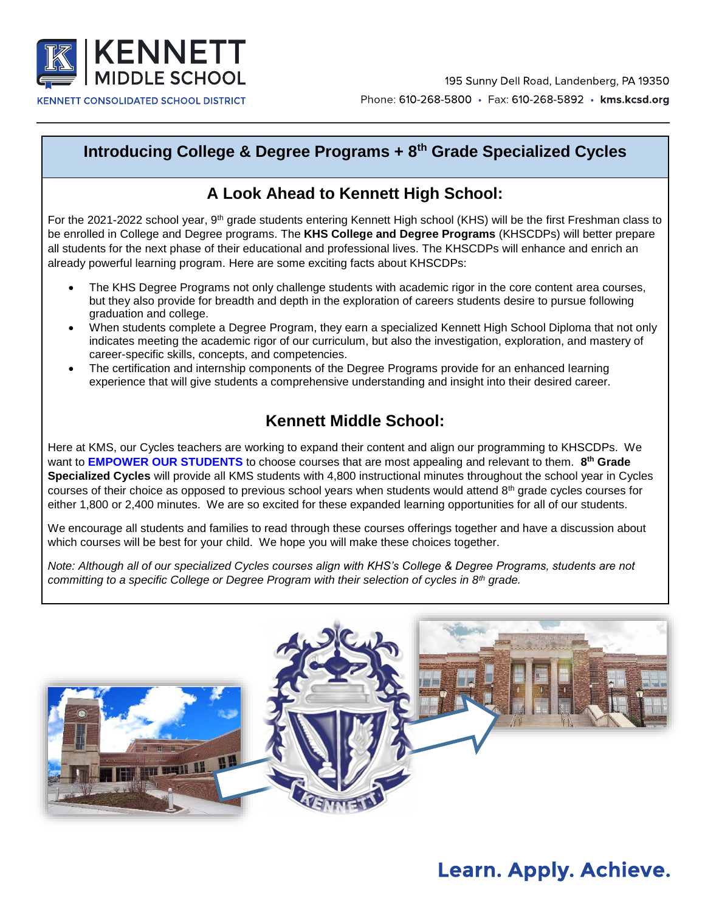# KENNETT MIDDLE SCHOOL

KENNETT CONSOLIDATED SCHOOL DISTRICT

195 Sunny Dell Road, Landenberg, PA 19350
Phone: 610-268-5800 • Fax: 610-268-5892 • **kms.kcsd.org**

## Introducing College & Degree Programs + 8th Grade Specialized Cycles

### A Look Ahead to Kennett High School:

For the 2021-2022 school year, 9th grade students entering Kennett High school (KHS) will be the first Freshman class to be enrolled in College and Degree programs. The **KHS College and Degree Programs** (KHSCDPs) will better prepare all students for the next phase of their educational and professional lives. The KHSCDPs will enhance and enrich an already powerful learning program. Here are some exciting facts about KHSCDPs:

- The KHS Degree Programs not only challenge students with academic rigor in the core content area courses, but they also provide for breadth and depth in the exploration of careers students desire to pursue following graduation and college.
- When students complete a Degree Program, they earn a specialized Kennett High School Diploma that not only indicates meeting the academic rigor of our curriculum, but also the investigation, exploration, and mastery of career-specific skills, concepts, and competencies.
- The certification and internship components of the Degree Programs provide for an enhanced learning experience that will give students a comprehensive understanding and insight into their desired career.

### Kennett Middle School:

Here at KMS, our Cycles teachers are working to expand their content and align our programming to KHSCDPs. We want to **EMPOWER OUR STUDENTS** to choose courses that are most appealing and relevant to them. **8th Grade Specialized Cycles** will provide all KMS students with 4,800 instructional minutes throughout the school year in Cycles courses of their choice as opposed to previous school years when students would attend 8th grade cycles courses for either 1,800 or 2,400 minutes. We are so excited for these expanded learning opportunities for all of our students.

We encourage all students and families to read through these courses offerings together and have a discussion about which courses will be best for your child. We hope you will make these choices together.

*Note: Although all of our specialized Cycles courses align with KHS's College & Degree Programs, students are not committing to a specific College or Degree Program with their selection of cycles in 8th grade.*

**Learn. Apply. Achieve.**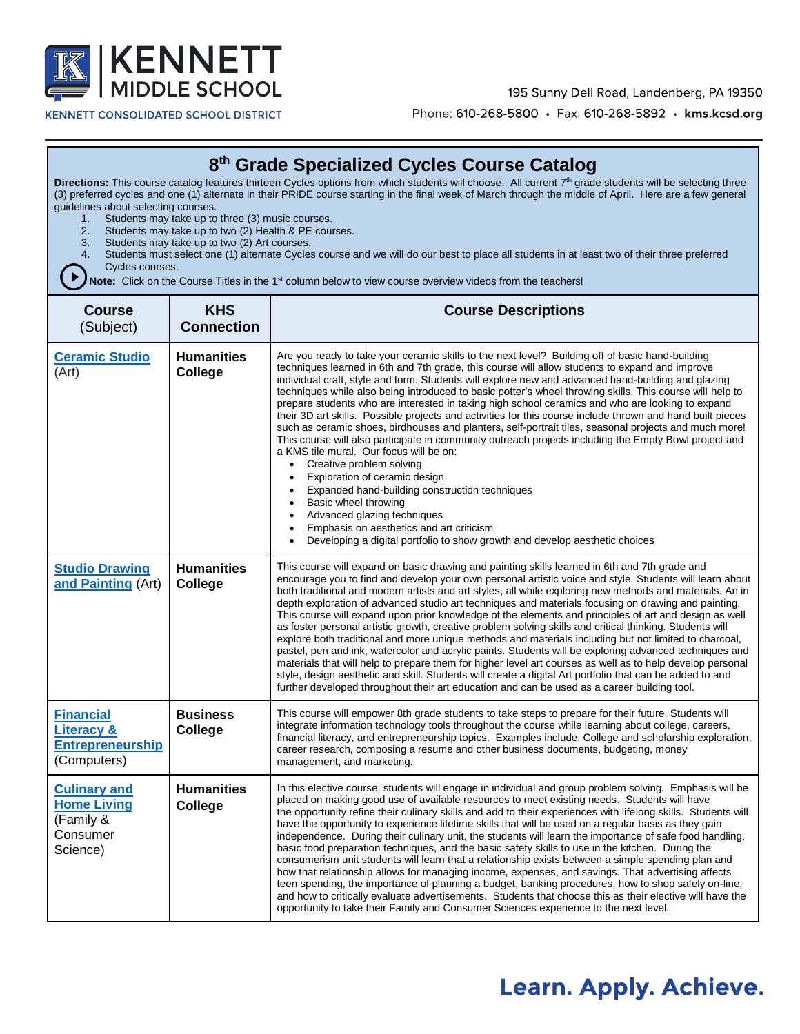KENNETT MIDDLE SCHOOL

KENNETT CONSOLIDATED SCHOOL DISTRICT

195 Sunny Dell Road, Landenberg, PA 19350

Phone: 610-268-5800 • Fax: 610-268-5892 • kms.kcsd.org

# 8th Grade Specialized Cycles Course Catalog

**Directions:** This course catalog features thirteen Cycles options from which students will choose. All current 7th grade students will be selecting three (3) preferred cycles and one (1) alternate in their PRIDE course starting in the final week of March through the middle of April. Here are a few general guidelines about selecting courses.

1. Students may take up to three (3) music courses.
2. Students may take up to two (2) Health & PE courses.
3. Students may take up to two (2) Art courses.
4. Students must select one (1) alternate Cycles course and we will do our best to place all students in at least two of their three preferred Cycles courses.

**Note:** Click on the Course Titles in the 1st column below to view course overview videos from the teachers!

| Course (Subject) | KHS Connection | Course Descriptions |
|---|---|---|
| Ceramic Studio (Art) | **Humanities College** | Are you ready to take your ceramic skills to the next level? Building off of basic hand-building techniques learned in 6th and 7th grade, this course will allow students to expand and improve individual craft, style and form. Students will explore new and advanced hand-building and glazing techniques while also being introduced to basic potter's wheel throwing skills. This course will help to prepare students who are interested in taking high school ceramics and who are looking to expand their 3D art skills. Possible projects and activities for this course include thrown and hand built pieces such as ceramic shoes, birdhouses and planters, self-portrait tiles, seasonal projects and much more! This course will also participate in community outreach projects including the Empty Bowl project and a KMS tile mural. Our focus will be on:<br>• Creative problem solving<br>• Exploration of ceramic design<br>• Expanded hand-building construction techniques<br>• Basic wheel throwing<br>• Advanced glazing techniques<br>• Emphasis on aesthetics and art criticism<br>• Developing a digital portfolio to show growth and develop aesthetic choices |
| Studio Drawing and Painting (Art) | **Humanities College** | This course will expand on basic drawing and painting skills learned in 6th and 7th grade and encourage you to find and develop your own personal artistic voice and style. Students will learn about both traditional and modern artists and art styles, all while exploring new methods and materials. An in depth exploration of advanced studio art techniques and materials focusing on drawing and painting. This course will expand upon prior knowledge of the elements and principles of art and design as well as foster personal artistic growth, creative problem solving skills and critical thinking. Students will explore both traditional and more unique methods and materials including but not limited to charcoal, pastel, pen and ink, watercolor and acrylic paints. Students will be exploring advanced techniques and materials that will help to prepare them for higher level art courses as well as to help develop personal style, design aesthetic and skill. Students will create a digital Art portfolio that can be added to and further developed throughout their art education and can be used as a career building tool. |
| Financial Literacy & Entrepreneurship (Computers) | **Business College** | This course will empower 8th grade students to take steps to prepare for their future. Students will integrate information technology tools throughout the course while learning about college, careers, financial literacy, and entrepreneurship topics. Examples include: College and scholarship exploration, career research, composing a resume and other business documents, budgeting, money management, and marketing. |
| Culinary and Home Living (Family & Consumer Science) | **Humanities College** | In this elective course, students will engage in individual and group problem solving. Emphasis will be placed on making good use of available resources to meet existing needs. Students will have the opportunity refine their culinary skills and add to their experiences with lifelong skills. Students will have the opportunity to experience lifetime skills that will be used on a regular basis as they gain independence. During their culinary unit, the students will learn the importance of safe food handling, basic food preparation techniques, and the basic safety skills to use in the kitchen. During the consumerism unit students will learn that a relationship exists between a simple spending plan and how that relationship allows for managing income, expenses, and savings. That advertising affects teen spending, the importance of planning a budget, banking procedures, how to shop safely on-line, and how to critically evaluate advertisements. Students that choose this as their elective will have the opportunity to take their Family and Consumer Sciences experience to the next level. |

Learn. Apply. Achieve.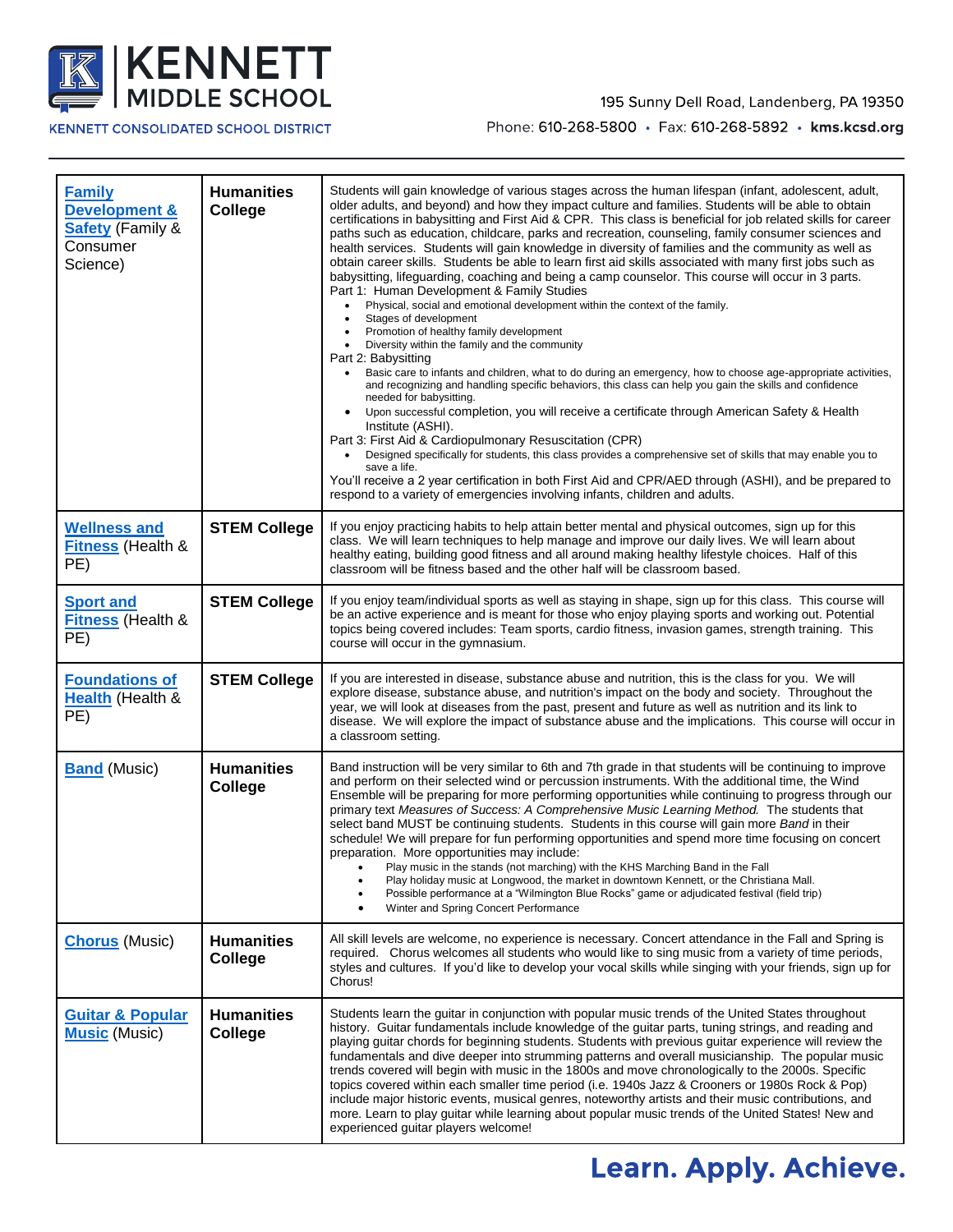| | | |
|---|---|---|
| **Family Development & Safety** (Family & Consumer Science) | **Humanities College** | Students will gain knowledge of various stages across the human lifespan (infant, adolescent, adult, older adults, and beyond) and how they impact culture and families. Students will be able to obtain certifications in babysitting and First Aid & CPR. This class is beneficial for job related skills for career paths such as education, childcare, parks and recreation, counseling, family consumer sciences and health services. Students will gain knowledge in diversity of families and the community as well as obtain career skills. Students be able to learn first aid skills associated with many first jobs such as babysitting, lifeguarding, coaching and being a camp counselor. This course will occur in 3 parts.<br>Part 1: Human Development & Family Studies<br>• Physical, social and emotional development within the context of the family.<br>• Stages of development<br>• Promotion of healthy family development<br>• Diversity within the family and the community<br>Part 2: Babysitting<br>• Basic care to infants and children, what to do during an emergency, how to choose age-appropriate activities, and recognizing and handling specific behaviors, this class can help you gain the skills and confidence needed for babysitting.<br>• Upon successful completion, you will receive a certificate through American Safety & Health Institute (ASHI).<br>Part 3: First Aid & Cardiopulmonary Resuscitation (CPR)<br>• Designed specifically for students, this class provides a comprehensive set of skills that may enable you to save a life.<br>You'll receive a 2 year certification in both First Aid and CPR/AED through (ASHI), and be prepared to respond to a variety of emergencies involving infants, children and adults. |
| **Wellness and Fitness** (Health & PE) | **STEM College** | If you enjoy practicing habits to help attain better mental and physical outcomes, sign up for this class. We will learn techniques to help manage and improve our daily lives. We will learn about healthy eating, building good fitness and all around making healthy lifestyle choices. Half of this classroom will be fitness based and the other half will be classroom based. |
| **Sport and Fitness** (Health & PE) | **STEM College** | If you enjoy team/individual sports as well as staying in shape, sign up for this class. This course will be an active experience and is meant for those who enjoy playing sports and working out. Potential topics being covered includes: Team sports, cardio fitness, invasion games, strength training. This course will occur in the gymnasium. |
| **Foundations of Health** (Health & PE) | **STEM College** | If you are interested in disease, substance abuse and nutrition, this is the class for you. We will explore disease, substance abuse, and nutrition's impact on the body and society. Throughout the year, we will look at diseases from the past, present and future as well as nutrition and its link to disease. We will explore the impact of substance abuse and the implications. This course will occur in a classroom setting. |
| **Band** (Music) | **Humanities College** | Band instruction will be very similar to 6th and 7th grade in that students will be continuing to improve and perform on their selected wind or percussion instruments. With the additional time, the Wind Ensemble will be preparing for more performing opportunities while continuing to progress through our primary text *Measures of Success: A Comprehensive Music Learning Method.* The students that select band MUST be continuing students. Students in this course will gain more *Band* in their schedule! We will prepare for fun performing opportunities and spend more time focusing on concert preparation. More opportunities may include:<br>• Play music in the stands (not marching) with the KHS Marching Band in the Fall<br>• Play holiday music at Longwood, the market in downtown Kennett, or the Christiana Mall.<br>• Possible performance at a "Wilmington Blue Rocks" game or adjudicated festival (field trip)<br>• Winter and Spring Concert Performance |
| **Chorus** (Music) | **Humanities College** | All skill levels are welcome, no experience is necessary. Concert attendance in the Fall and Spring is required. Chorus welcomes all students who would like to sing music from a variety of time periods, styles and cultures. If you'd like to develop your vocal skills while singing with your friends, sign up for Chorus! |
| **Guitar & Popular Music** (Music) | **Humanities College** | Students learn the guitar in conjunction with popular music trends of the United States throughout history. Guitar fundamentals include knowledge of the guitar parts, tuning strings, and reading and playing guitar chords for beginning students. Students with previous guitar experience will review the fundamentals and dive deeper into strumming patterns and overall musicianship. The popular music trends covered will begin with music in the 1800s and move chronologically to the 2000s. Specific topics covered within each smaller time period (i.e. 1940s Jazz & Crooners or 1980s Rock & Pop) include major historic events, musical genres, noteworthy artists and their music contributions, and more. Learn to play guitar while learning about popular music trends of the United States! New and experienced guitar players welcome! |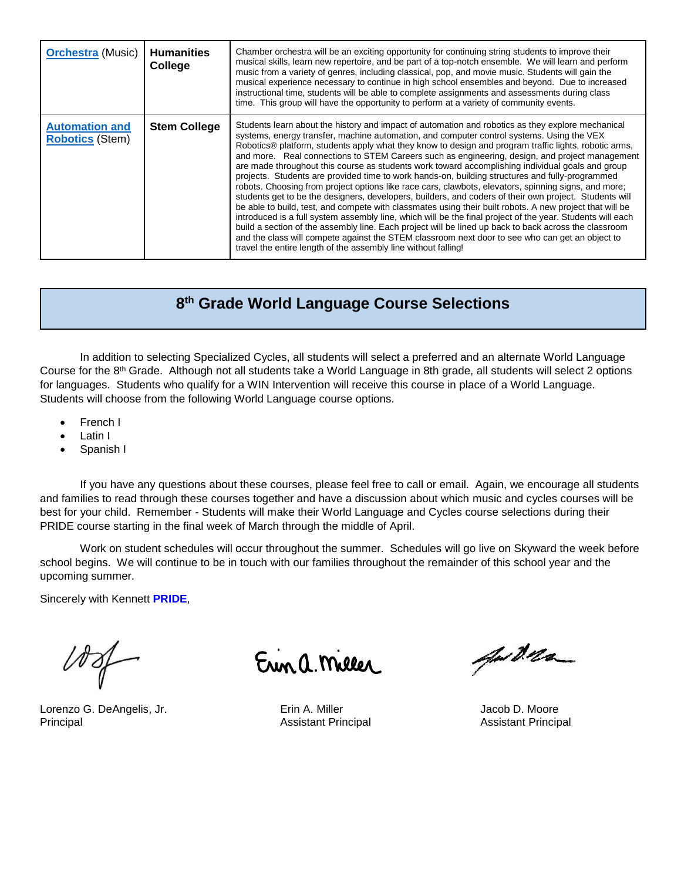| | | |
|---|---|---|
| **Orchestra** (Music) | **Humanities College** | Chamber orchestra will be an exciting opportunity for continuing string students to improve their musical skills, learn new repertoire, and be part of a top-notch ensemble. We will learn and perform music from a variety of genres, including classical, pop, and movie music. Students will gain the musical experience necessary to continue in high school ensembles and beyond. Due to increased instructional time, students will be able to complete assignments and assessments during class time. This group will have the opportunity to perform at a variety of community events. |
| **Automation and Robotics** (Stem) | **Stem College** | Students learn about the history and impact of automation and robotics as they explore mechanical systems, energy transfer, machine automation, and computer control systems. Using the VEX Robotics® platform, students apply what they know to design and program traffic lights, robotic arms, and more. Real connections to STEM Careers such as engineering, design, and project management are made throughout this course as students work toward accomplishing individual goals and group projects. Students are provided time to work hands-on, building structures and fully-programmed robots. Choosing from project options like race cars, clawbots, elevators, spinning signs, and more; students get to be the designers, developers, builders, and coders of their own project. Students will be able to build, test, and compete with classmates using their built robots. A new project that will be introduced is a full system assembly line, which will be the final project of the year. Students will each build a section of the assembly line. Each project will be lined up back to back across the classroom and the class will compete against the STEM classroom next door to see who can get an object to travel the entire length of the assembly line without falling! |

## 8th Grade World Language Course Selections

In addition to selecting Specialized Cycles, all students will select a preferred and an alternate World Language Course for the 8th Grade. Although not all students take a World Language in 8th grade, all students will select 2 options for languages. Students who qualify for a WIN Intervention will receive this course in place of a World Language. Students will choose from the following World Language course options.

- French I
- Latin I
- Spanish I

If you have any questions about these courses, please feel free to call or email. Again, we encourage all students and families to read through these courses together and have a discussion about which music and cycles courses will be best for your child. Remember - Students will make their World Language and Cycles course selections during their PRIDE course starting in the final week of March through the middle of April.

Work on student schedules will occur throughout the summer. Schedules will go live on Skyward the week before school begins. We will continue to be in touch with our families throughout the remainder of this school year and the upcoming summer.

Sincerely with Kennett **PRIDE**,

Lorenzo G. DeAngelis, Jr.
Principal

Erin A. Miller
Assistant Principal

Jacob D. Moore
Assistant Principal